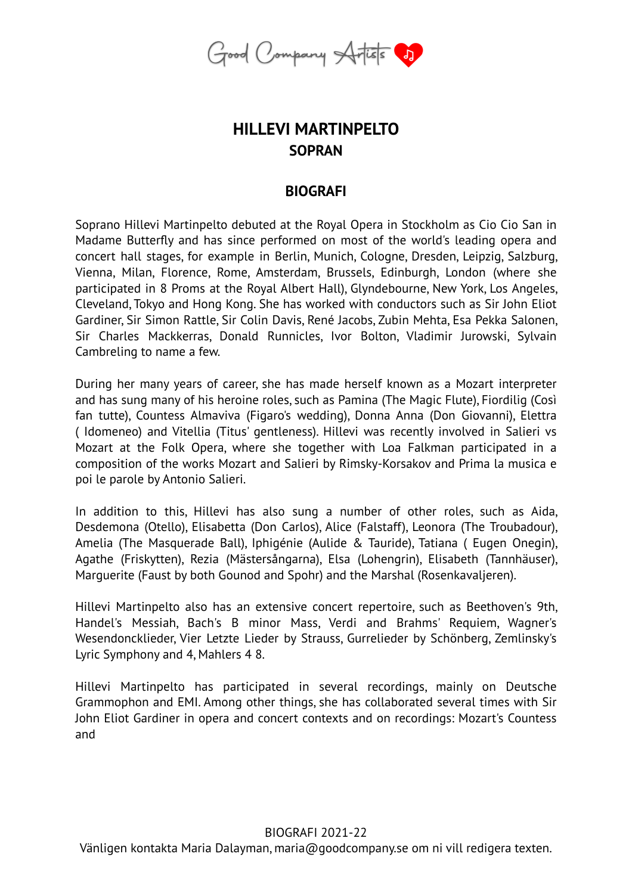# HILLEVI MARTINPELTO
## SOPRAN

## BIOGRAFI

Soprano Hillevi Martinpelto debuted at the Royal Opera in Stockholm as Cio Cio San in Madame Butterfly and has since performed on most of the world's leading opera and concert hall stages, for example in Berlin, Munich, Cologne, Dresden, Leipzig, Salzburg, Vienna, Milan, Florence, Rome, Amsterdam, Brussels, Edinburgh, London (where she participated in 8 Proms at the Royal Albert Hall), Glyndebourne, New York, Los Angeles, Cleveland, Tokyo and Hong Kong. She has worked with conductors such as Sir John Eliot Gardiner, Sir Simon Rattle, Sir Colin Davis, René Jacobs, Zubin Mehta, Esa Pekka Salonen, Sir Charles Mackkerras, Donald Runnicles, Ivor Bolton, Vladimir Jurowski, Sylvain Cambreling to name a few.

During her many years of career, she has made herself known as a Mozart interpreter and has sung many of his heroine roles, such as Pamina (The Magic Flute), Fiordilig (Così fan tutte), Countess Almaviva (Figaro's wedding), Donna Anna (Don Giovanni), Elettra ( Idomeneo) and Vitellia (Titus' gentleness). Hillevi was recently involved in Salieri vs Mozart at the Folk Opera, where she together with Loa Falkman participated in a composition of the works Mozart and Salieri by Rimsky-Korsakov and Prima la musica e poi le parole by Antonio Salieri.

In addition to this, Hillevi has also sung a number of other roles, such as Aida, Desdemona (Otello), Elisabetta (Don Carlos), Alice (Falstaff), Leonora (The Troubadour), Amelia (The Masquerade Ball), Iphigénie (Aulide & Tauride), Tatiana ( Eugen Onegin), Agathe (Friskytten), Rezia (Mästersångarna), Elsa (Lohengrin), Elisabeth (Tannhäuser), Marguerite (Faust by both Gounod and Spohr) and the Marshal (Rosenkavaljeren).

Hillevi Martinpelto also has an extensive concert repertoire, such as Beethoven's 9th, Handel's Messiah, Bach's B minor Mass, Verdi and Brahms' Requiem, Wagner's Wesendoncklieder, Vier Letzte Lieder by Strauss, Gurrelieder by Schönberg, Zemlinsky's Lyric Symphony and 4, Mahlers 4 8.

Hillevi Martinpelto has participated in several recordings, mainly on Deutsche Grammophon and EMI. Among other things, she has collaborated several times with Sir John Eliot Gardiner in opera and concert contexts and on recordings: Mozart's Countess and

BIOGRAFI 2021-22

Vänligen kontakta Maria Dalayman, maria@goodcompany.se om ni vill redigera texten.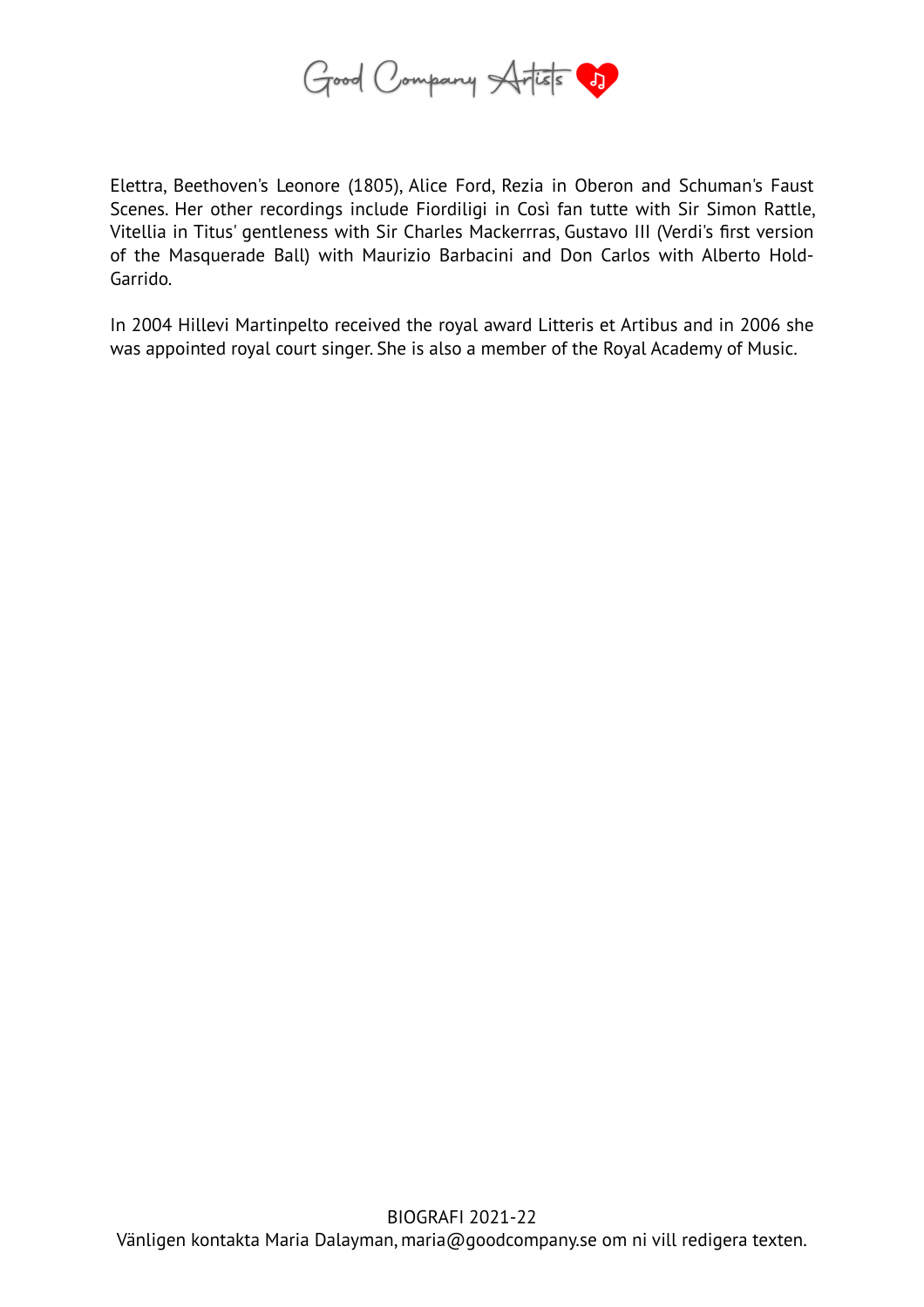Elettra, Beethoven's Leonore (1805), Alice Ford, Rezia in Oberon and Schuman's Faust Scenes. Her other recordings include Fiordiligi in Così fan tutte with Sir Simon Rattle, Vitellia in Titus' gentleness with Sir Charles Mackerrras, Gustavo III (Verdi's first version of the Masquerade Ball) with Maurizio Barbacini and Don Carlos with Alberto Hold-Garrido.

In 2004 Hillevi Martinpelto received the royal award Litteris et Artibus and in 2006 she was appointed royal court singer. She is also a member of the Royal Academy of Music.

BIOGRAFI 2021-22
Vänligen kontakta Maria Dalayman, maria@goodcompany.se om ni vill redigera texten.